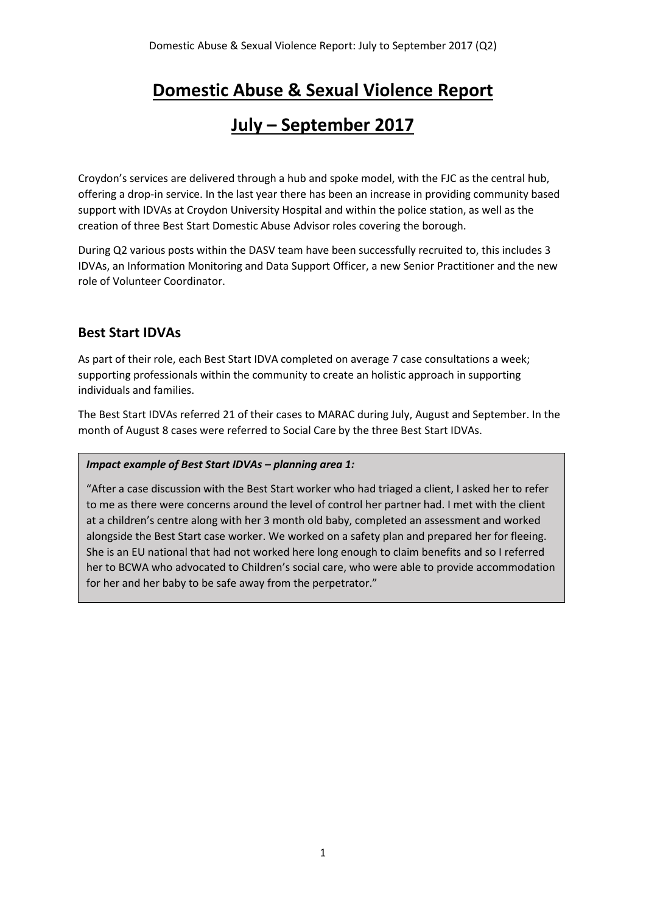# Domestic Abuse & Sexual Violence Report

# July – September 2017

Croydon's services are delivered through a hub and spoke model, with the FJC as the central hub, offering a drop-in service. In the last year there has been an increase in providing community based support with IDVAs at Croydon University Hospital and within the police station, as well as the creation of three Best Start Domestic Abuse Advisor roles covering the borough.

During Q2 various posts within the DASV team have been successfully recruited to, this includes 3 IDVAs, an Information Monitoring and Data Support Officer, a new Senior Practitioner and the new role of Volunteer Coordinator.

## Best Start IDVAs

As part of their role, each Best Start IDVA completed on average 7 case consultations a week; supporting professionals within the community to create an holistic approach in supporting individuals and families.

The Best Start IDVAs referred 21 of their cases to MARAC during July, August and September. In the month of August 8 cases were referred to Social Care by the three Best Start IDVAs.

> ***Impact example of Best Start IDVAs – planning area 1:***
>
> "After a case discussion with the Best Start worker who had triaged a client, I asked her to refer to me as there were concerns around the level of control her partner had. I met with the client at a children's centre along with her 3 month old baby, completed an assessment and worked alongside the Best Start case worker. We worked on a safety plan and prepared her for fleeing. She is an EU national that had not worked here long enough to claim benefits and so I referred her to BCWA who advocated to Children's social care, who were able to provide accommodation for her and her baby to be safe away from the perpetrator."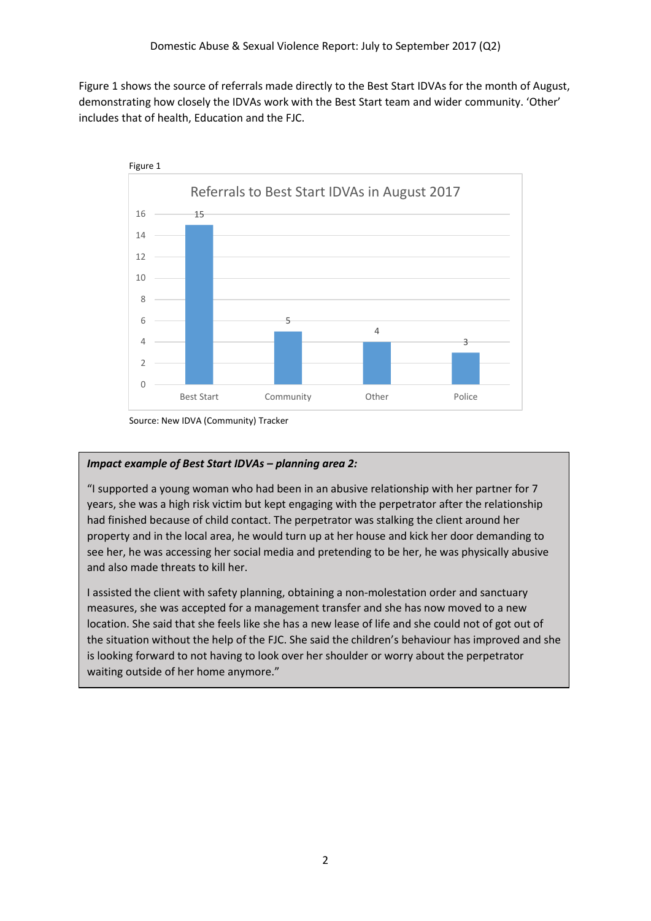Figure 1 shows the source of referrals made directly to the Best Start IDVAs for the month of August, demonstrating how closely the IDVAs work with the Best Start team and wider community. 'Other' includes that of health, Education and the FJC.

Figure 1

**Referrals to Best Start IDVAs in August 2017**

| Source | Referrals |
| --- | --- |
| Best Start | 15 |
| Community | 5 |
| Other | 4 |
| Police | 3 |

Source: New IDVA (Community) Tracker

***Impact example of Best Start IDVAs – planning area 2:***

"I supported a young woman who had been in an abusive relationship with her partner for 7 years, she was a high risk victim but kept engaging with the perpetrator after the relationship had finished because of child contact. The perpetrator was stalking the client around her property and in the local area, he would turn up at her house and kick her door demanding to see her, he was accessing her social media and pretending to be her, he was physically abusive and also made threats to kill her.

I assisted the client with safety planning, obtaining a non-molestation order and sanctuary measures, she was accepted for a management transfer and she has now moved to a new location. She said that she feels like she has a new lease of life and she could not of got out of the situation without the help of the FJC. She said the children's behaviour has improved and she is looking forward to not having to look over her shoulder or worry about the perpetrator waiting outside of her home anymore."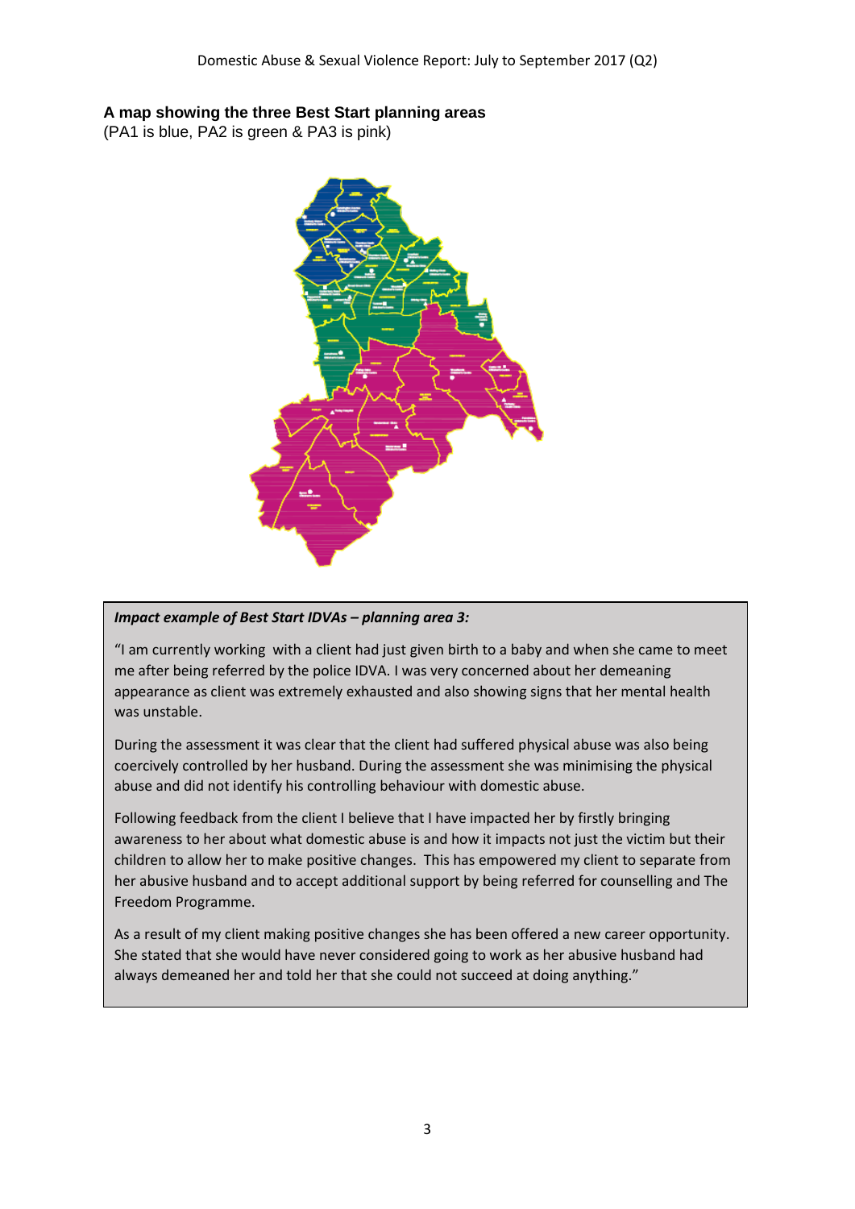**A map showing the three Best Start planning areas**
(PA1 is blue, PA2 is green & PA3 is pink)

> ***Impact example of Best Start IDVAs – planning area 3:***
>
> "I am currently working with a client had just given birth to a baby and when she came to meet me after being referred by the police IDVA. I was very concerned about her demeaning appearance as client was extremely exhausted and also showing signs that her mental health was unstable.
>
> During the assessment it was clear that the client had suffered physical abuse was also being coercively controlled by her husband. During the assessment she was minimising the physical abuse and did not identify his controlling behaviour with domestic abuse.
>
> Following feedback from the client I believe that I have impacted her by firstly bringing awareness to her about what domestic abuse is and how it impacts not just the victim but their children to allow her to make positive changes. This has empowered my client to separate from her abusive husband and to accept additional support by being referred for counselling and The Freedom Programme.
>
> As a result of my client making positive changes she has been offered a new career opportunity. She stated that she would have never considered going to work as her abusive husband had always demeaned her and told her that she could not succeed at doing anything."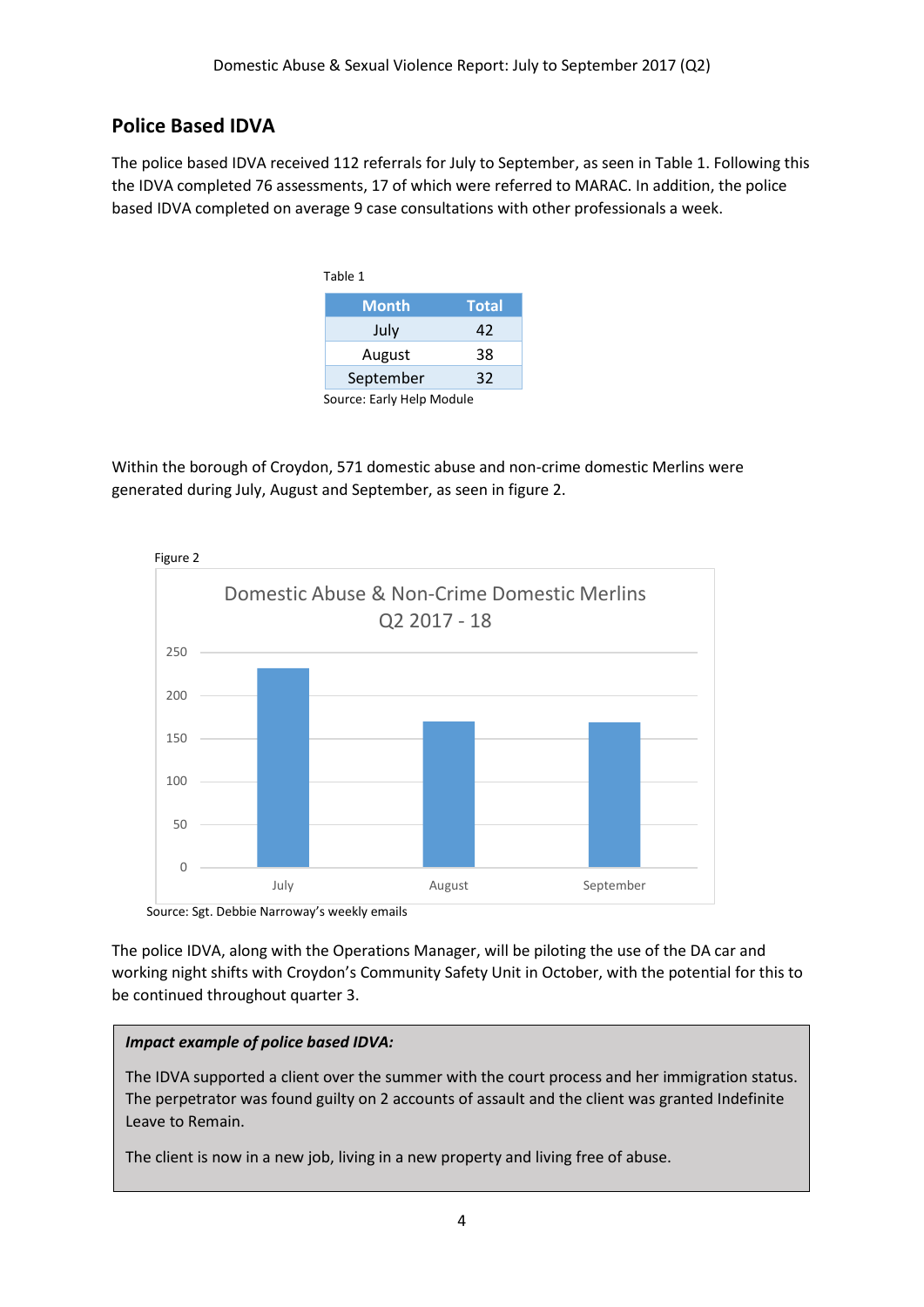## Police Based IDVA

The police based IDVA received 112 referrals for July to September, as seen in Table 1. Following this the IDVA completed 76 assessments, 17 of which were referred to MARAC. In addition, the police based IDVA completed on average 9 case consultations with other professionals a week.

Table 1

| Month | Total |
|---|---|
| July | 42 |
| August | 38 |
| September | 32 |

Source: Early Help Module

Within the borough of Croydon, 571 domestic abuse and non-crime domestic Merlins were generated during July, August and September, as seen in figure 2.

Figure 2

Domestic Abuse & Non-Crime Domestic Merlins Q2 2017 - 18

Source: Sgt. Debbie Narroway's weekly emails

The police IDVA, along with the Operations Manager, will be piloting the use of the DA car and working night shifts with Croydon's Community Safety Unit in October, with the potential for this to be continued throughout quarter 3.

***Impact example of police based IDVA:***

The IDVA supported a client over the summer with the court process and her immigration status. The perpetrator was found guilty on 2 accounts of assault and the client was granted Indefinite Leave to Remain.

The client is now in a new job, living in a new property and living free of abuse.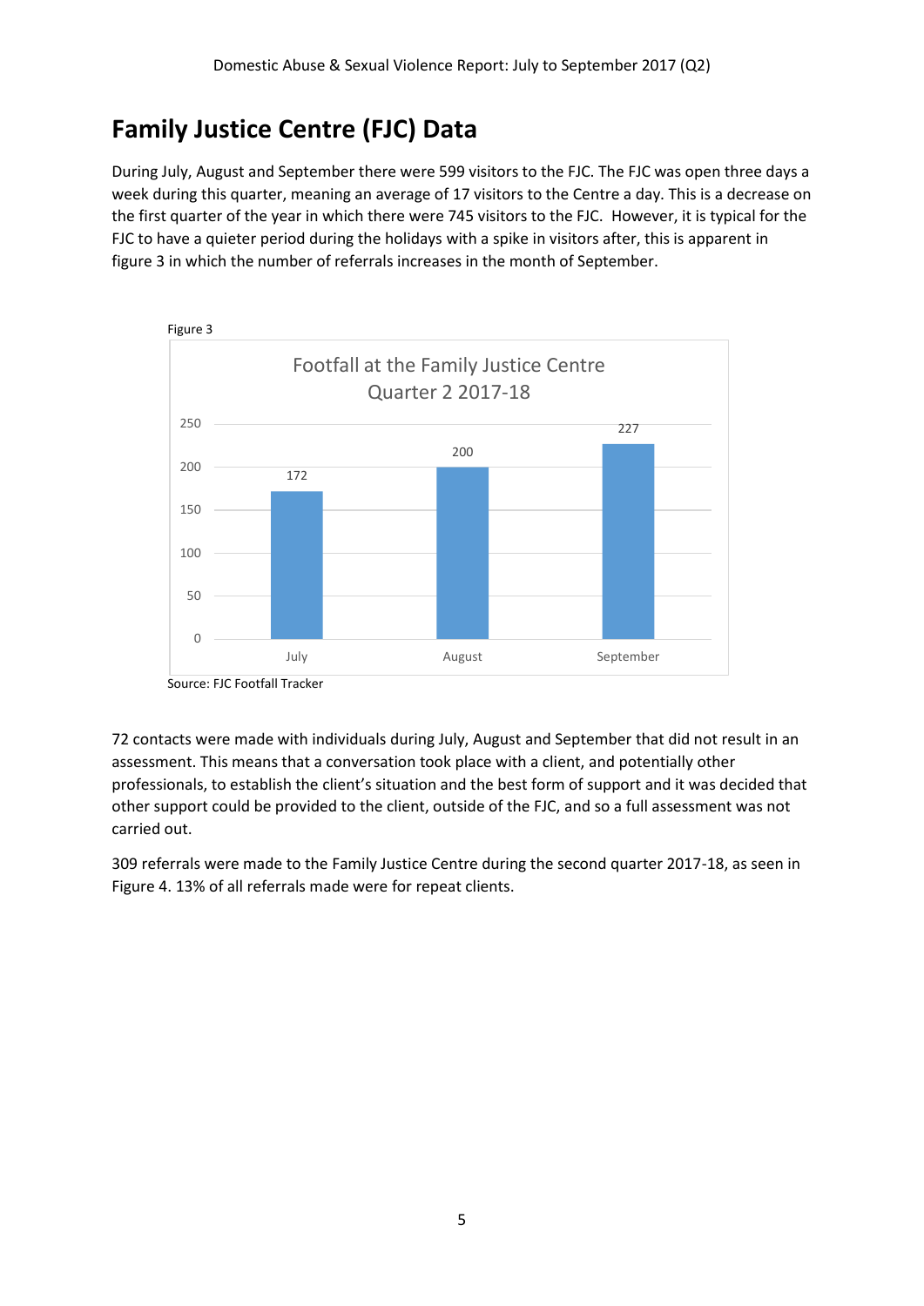# Family Justice Centre (FJC) Data

During July, August and September there were 599 visitors to the FJC. The FJC was open three days a week during this quarter, meaning an average of 17 visitors to the Centre a day. This is a decrease on the first quarter of the year in which there were 745 visitors to the FJC.  However, it is typical for the FJC to have a quieter period during the holidays with a spike in visitors after, this is apparent in figure 3 in which the number of referrals increases in the month of September.

Figure 3

Footfall at the Family Justice Centre Quarter 2 2017-18

| Month | Footfall |
|---|---|
| July | 172 |
| August | 200 |
| September | 227 |

Source: FJC Footfall Tracker

72 contacts were made with individuals during July, August and September that did not result in an assessment. This means that a conversation took place with a client, and potentially other professionals, to establish the client's situation and the best form of support and it was decided that other support could be provided to the client, outside of the FJC, and so a full assessment was not carried out.

309 referrals were made to the Family Justice Centre during the second quarter 2017-18, as seen in Figure 4. 13% of all referrals made were for repeat clients.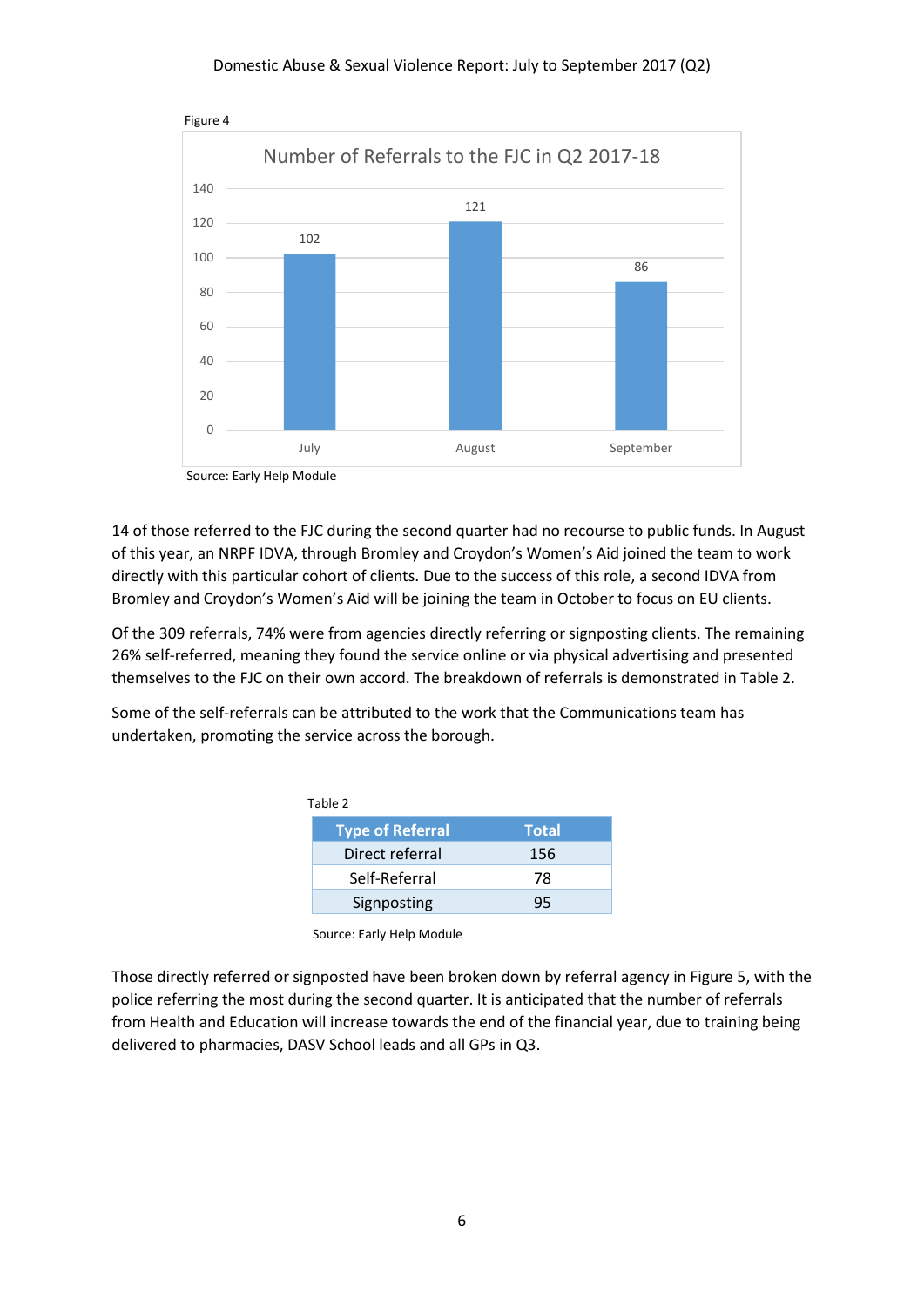Figure 4

**Number of Referrals to the FJC in Q2 2017-18**

| Month | Referrals |
|---|---|
| July | 102 |
| August | 121 |
| September | 86 |

Source: Early Help Module

14 of those referred to the FJC during the second quarter had no recourse to public funds. In August of this year, an NRPF IDVA, through Bromley and Croydon's Women's Aid joined the team to work directly with this particular cohort of clients. Due to the success of this role, a second IDVA from Bromley and Croydon's Women's Aid will be joining the team in October to focus on EU clients.

Of the 309 referrals, 74% were from agencies directly referring or signposting clients. The remaining 26% self-referred, meaning they found the service online or via physical advertising and presented themselves to the FJC on their own accord. The breakdown of referrals is demonstrated in Table 2.

Some of the self-referrals can be attributed to the work that the Communications team has undertaken, promoting the service across the borough.

Table 2

| Type of Referral | Total |
|---|---|
| Direct referral | 156 |
| Self-Referral | 78 |
| Signposting | 95 |

Source: Early Help Module

Those directly referred or signposted have been broken down by referral agency in Figure 5, with the police referring the most during the second quarter. It is anticipated that the number of referrals from Health and Education will increase towards the end of the financial year, due to training being delivered to pharmacies, DASV School leads and all GPs in Q3.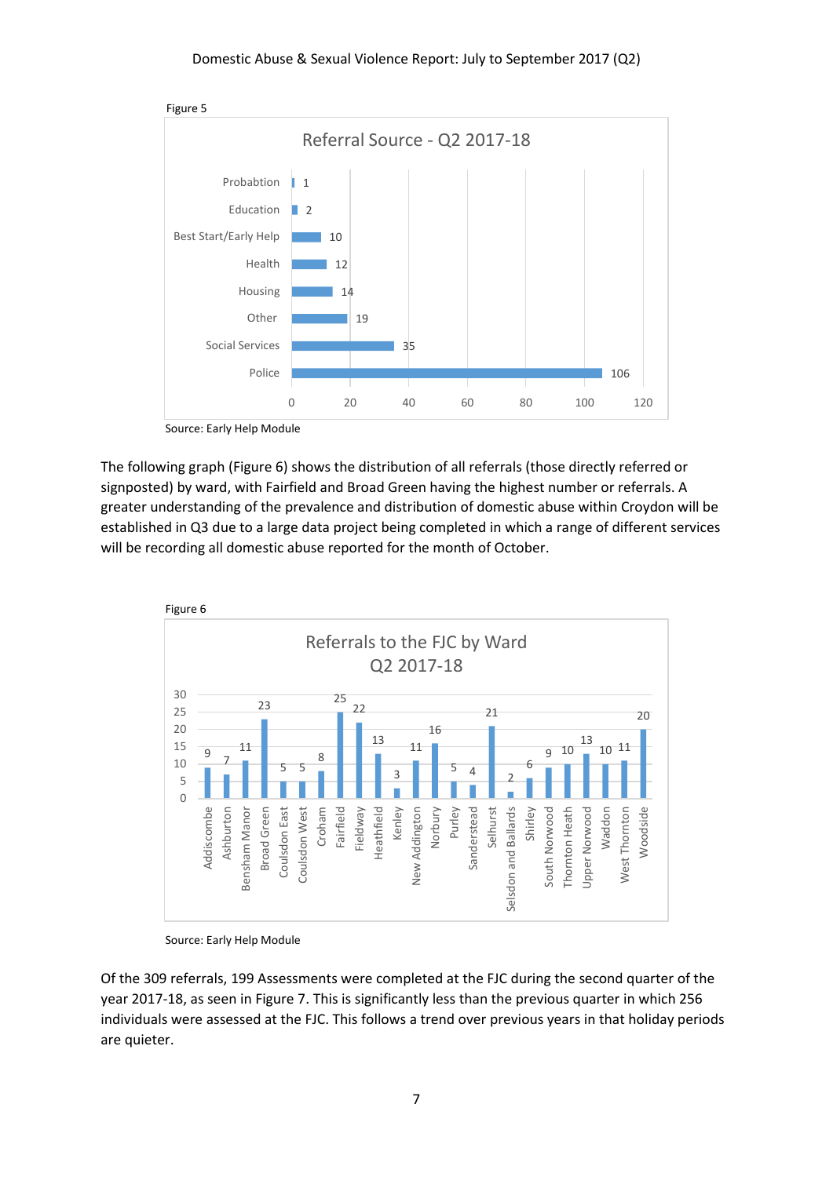Figure 5

**Referral Source - Q2 2017-18**

| Referral Source | Count |
| --- | --- |
| Probabtion | 1 |
| Education | 2 |
| Best Start/Early Help | 10 |
| Health | 12 |
| Housing | 14 |
| Other | 19 |
| Social Services | 35 |
| Police | 106 |

Source: Early Help Module

The following graph (Figure 6) shows the distribution of all referrals (those directly referred or signposted) by ward, with Fairfield and Broad Green having the highest number or referrals. A greater understanding of the prevalence and distribution of domestic abuse within Croydon will be established in Q3 due to a large data project being completed in which a range of different services will be recording all domestic abuse reported for the month of October.

Figure 6

**Referrals to the FJC by Ward Q2 2017-18**

| Ward | Referrals |
| --- | --- |
| Addiscombe | 9 |
| Ashburton | 7 |
| Bensham Manor | 11 |
| Broad Green | 23 |
| Coulsdon East | 5 |
| Coulsdon West | 5 |
| Croham | 8 |
| Fairfield | 25 |
| Fieldway | 22 |
| Heathfield | 13 |
| Kenley | 3 |
| New Addington | 11 |
| Norbury | 16 |
| Purley | 5 |
| Sanderstead | 4 |
| Selhurst | 21 |
| Selsdon and Ballards | 2 |
| Shirley | 6 |
| South Norwood | 9 |
| Thornton Heath | 10 |
| Upper Norwood | 13 |
| Waddon | 10 |
| West Thornton | 11 |
| Woodside | 20 |

Source: Early Help Module

Of the 309 referrals, 199 Assessments were completed at the FJC during the second quarter of the year 2017-18, as seen in Figure 7. This is significantly less than the previous quarter in which 256 individuals were assessed at the FJC. This follows a trend over previous years in that holiday periods are quieter.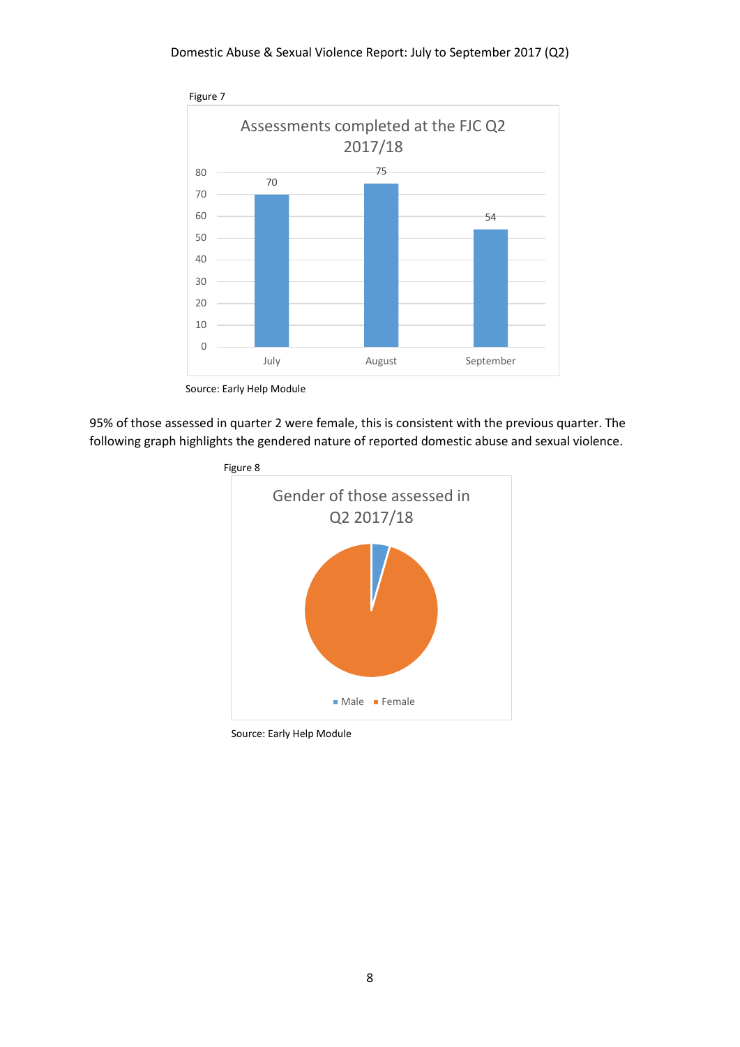Figure 7

**Assessments completed at the FJC Q2 2017/18**

| Month | Assessments |
|---|---|
| July | 70 |
| August | 75 |
| September | 54 |

Source: Early Help Module

95% of those assessed in quarter 2 were female, this is consistent with the previous quarter. The following graph highlights the gendered nature of reported domestic abuse and sexual violence.

Figure 8

**Gender of those assessed in Q2 2017/18**

Male ■ Female ■

Source: Early Help Module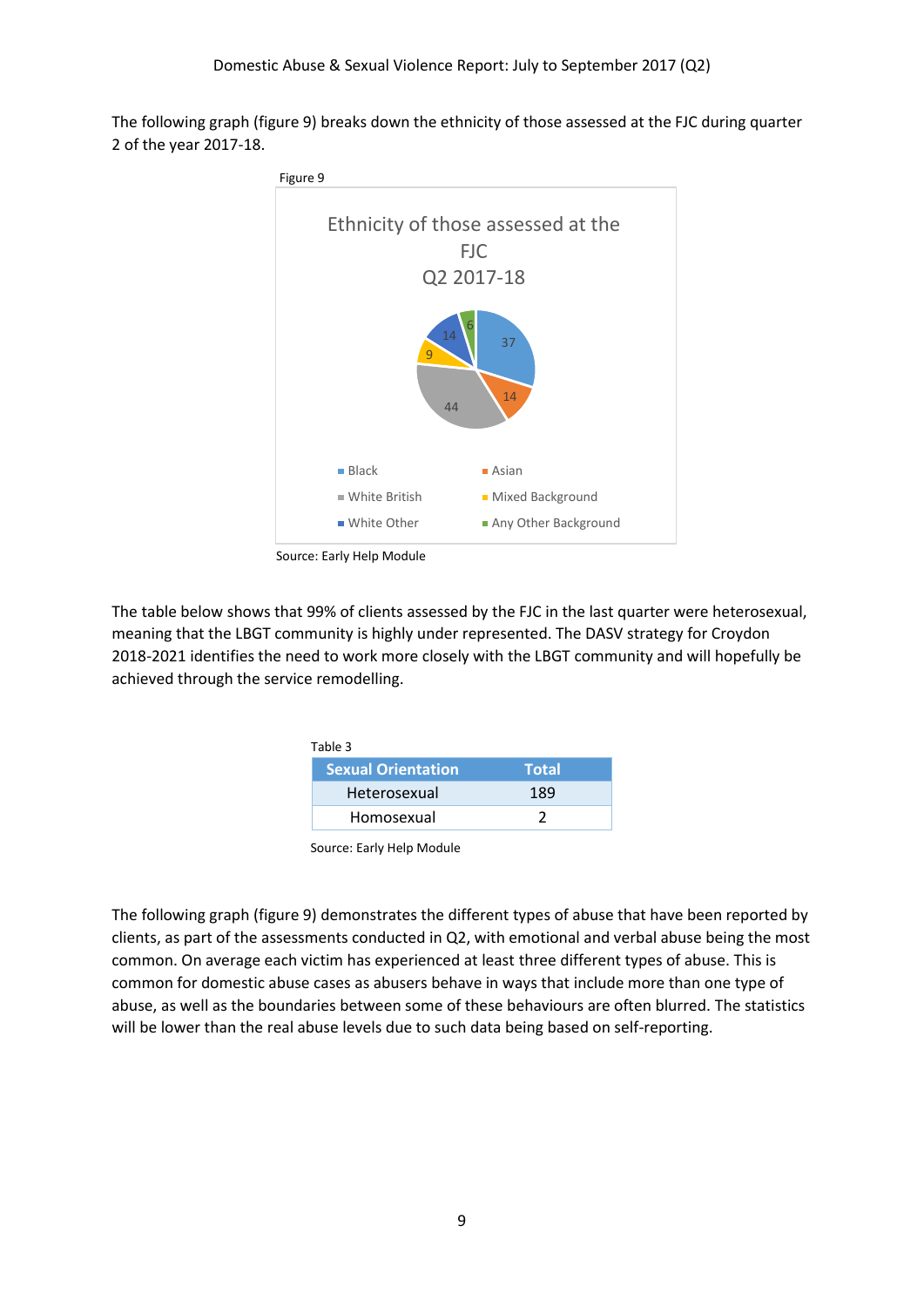The following graph (figure 9) breaks down the ethnicity of those assessed at the FJC during quarter 2 of the year 2017-18.

Figure 9

Ethnicity of those assessed at the FJC Q2 2017-18

| Ethnicity | Number |
|---|---|
| Black | 37 |
| Asian | 14 |
| White British | 44 |
| Mixed Background | 9 |
| White Other | 14 |
| Any Other Background | 6 |

Source: Early Help Module

The table below shows that 99% of clients assessed by the FJC in the last quarter were heterosexual, meaning that the LBGT community is highly under represented. The DASV strategy for Croydon 2018-2021 identifies the need to work more closely with the LBGT community and will hopefully be achieved through the service remodelling.

Table 3

| Sexual Orientation | Total |
|---|---|
| Heterosexual | 189 |
| Homosexual | 2 |

Source: Early Help Module

The following graph (figure 9) demonstrates the different types of abuse that have been reported by clients, as part of the assessments conducted in Q2, with emotional and verbal abuse being the most common. On average each victim has experienced at least three different types of abuse. This is common for domestic abuse cases as abusers behave in ways that include more than one type of abuse, as well as the boundaries between some of these behaviours are often blurred. The statistics will be lower than the real abuse levels due to such data being based on self-reporting.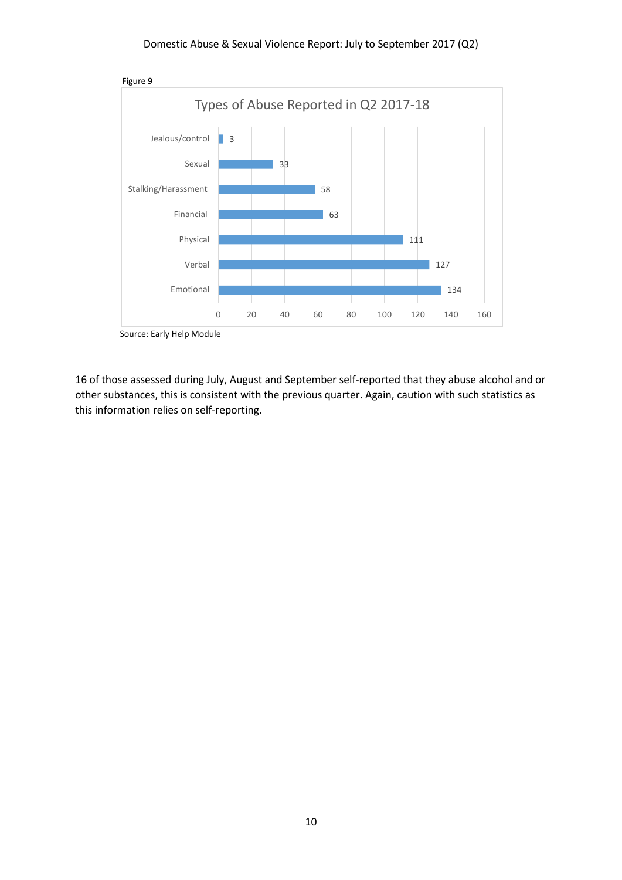Figure 9

**Types of Abuse Reported in Q2 2017-18**

| Type of Abuse | Number |
| --- | --- |
| Jealous/control | 3 |
| Sexual | 33 |
| Stalking/Harassment | 58 |
| Financial | 63 |
| Physical | 111 |
| Verbal | 127 |
| Emotional | 134 |

Source: Early Help Module

16 of those assessed during July, August and September self-reported that they abuse alcohol and or other substances, this is consistent with the previous quarter. Again, caution with such statistics as this information relies on self-reporting.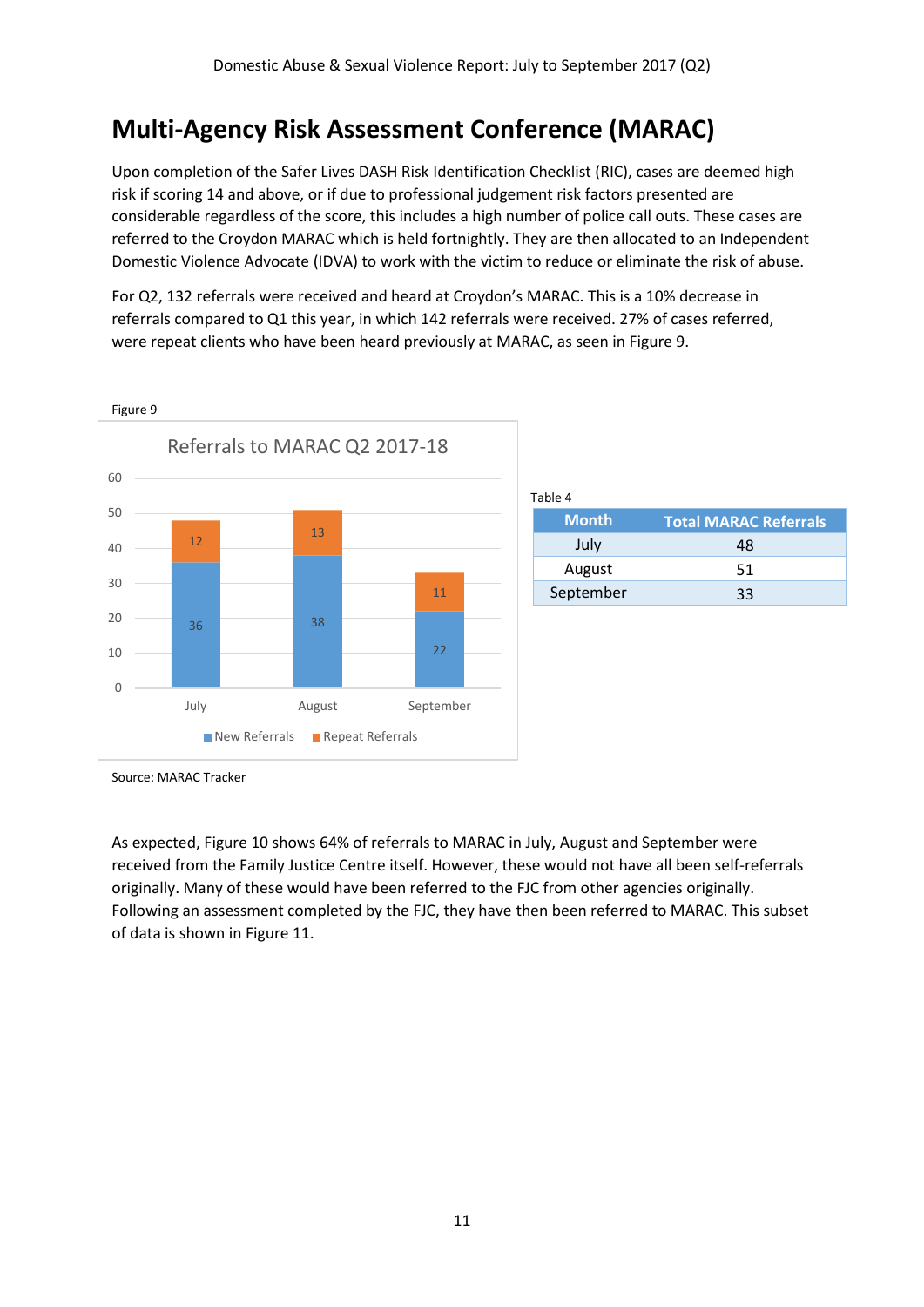# Multi-Agency Risk Assessment Conference (MARAC)

Upon completion of the Safer Lives DASH Risk Identification Checklist (RIC), cases are deemed high risk if scoring 14 and above, or if due to professional judgement risk factors presented are considerable regardless of the score, this includes a high number of police call outs. These cases are referred to the Croydon MARAC which is held fortnightly. They are then allocated to an Independent Domestic Violence Advocate (IDVA) to work with the victim to reduce or eliminate the risk of abuse.

For Q2, 132 referrals were received and heard at Croydon's MARAC. This is a 10% decrease in referrals compared to Q1 this year, in which 142 referrals were received. 27% of cases referred, were repeat clients who have been heard previously at MARAC, as seen in Figure 9.

Figure 9

**Referrals to MARAC Q2 2017-18**

| Month | New Referrals | Repeat Referrals |
|---|---|---|
| July | 36 | 12 |
| August | 38 | 13 |
| September | 22 | 11 |

Source: MARAC Tracker

Table 4

| Month | Total MARAC Referrals |
|---|---|
| July | 48 |
| August | 51 |
| September | 33 |

As expected, Figure 10 shows 64% of referrals to MARAC in July, August and September were received from the Family Justice Centre itself. However, these would not have all been self-referrals originally. Many of these would have been referred to the FJC from other agencies originally. Following an assessment completed by the FJC, they have then been referred to MARAC. This subset of data is shown in Figure 11.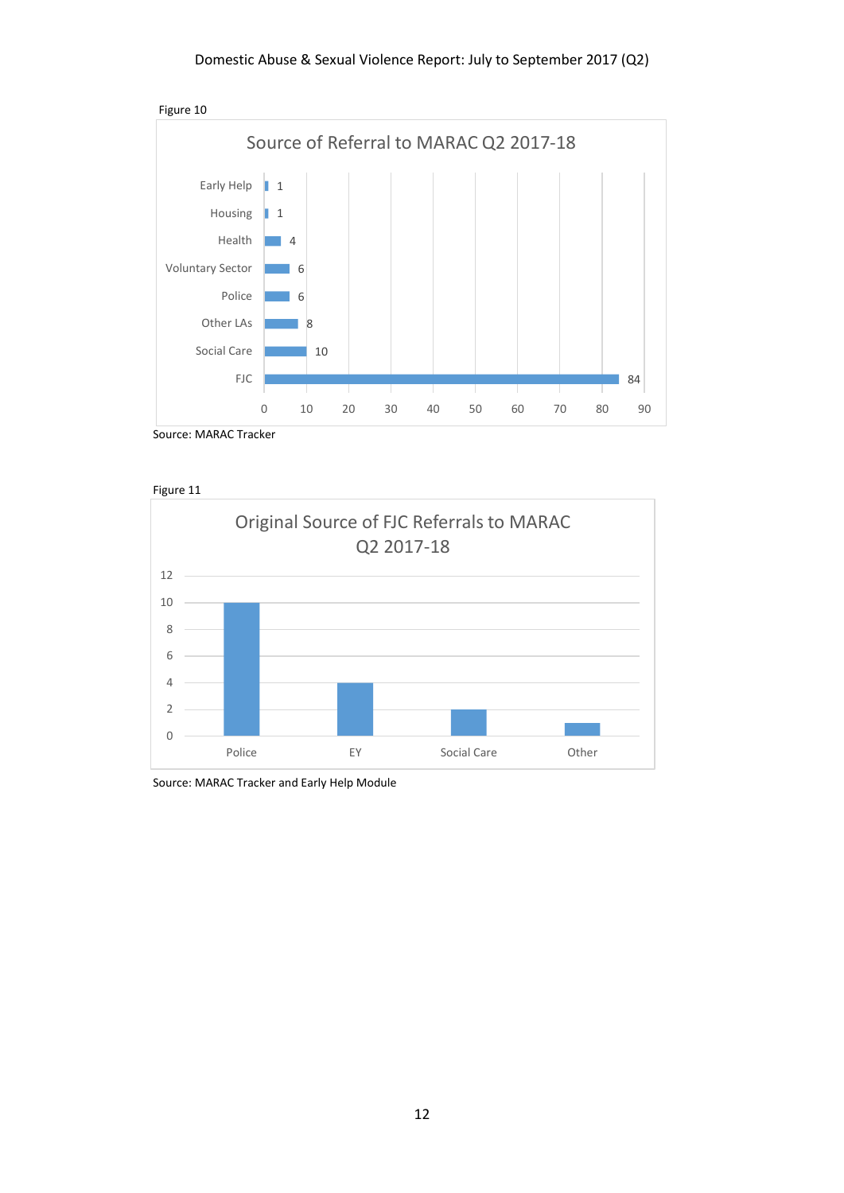Figure 10

**Source of Referral to MARAC Q2 2017-18**

| Source | Referrals |
| --- | --- |
| Early Help | 1 |
| Housing | 1 |
| Health | 4 |
| Voluntary Sector | 6 |
| Police | 6 |
| Other LAs | 8 |
| Social Care | 10 |
| FJC | 84 |

Source: MARAC Tracker

Figure 11

**Original Source of FJC Referrals to MARAC Q2 2017-18**

| Source | Referrals |
| --- | --- |
| Police | 10 |
| EY | 4 |
| Social Care | 2 |
| Other | 1 |

Source: MARAC Tracker and Early Help Module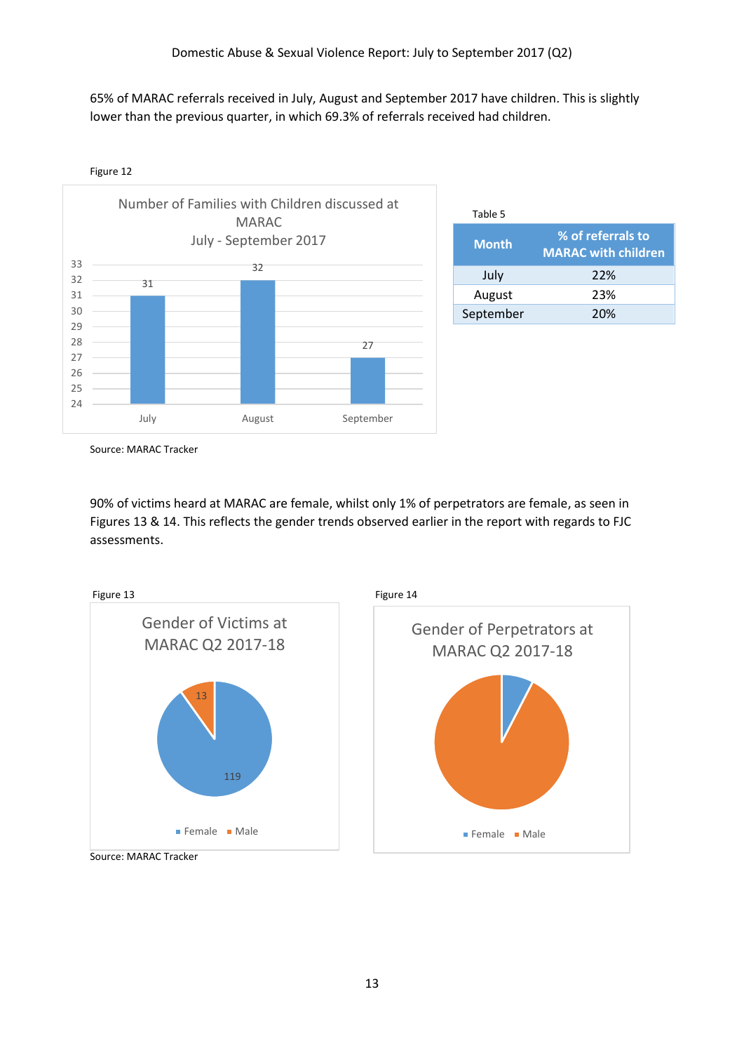65% of MARAC referrals received in July, August and September 2017 have children. This is slightly lower than the previous quarter, in which 69.3% of referrals received had children.

Figure 12

Number of Families with Children discussed at MARAC
July - September 2017

| Month | Number |
|---|---|
| July | 31 |
| August | 32 |
| September | 27 |

Source: MARAC Tracker

Table 5

| Month | % of referrals to MARAC with children |
|---|---|
| July | 22% |
| August | 23% |
| September | 20% |

90% of victims heard at MARAC are female, whilst only 1% of perpetrators are female, as seen in Figures 13 & 14. This reflects the gender trends observed earlier in the report with regards to FJC assessments.

Figure 13

Gender of Victims at MARAC Q2 2017-18

| Gender | Number |
|---|---|
| Female | 119 |
| Male | 13 |

Figure 14

Gender of Perpetrators at MARAC Q2 2017-18

Female / Male

Source: MARAC Tracker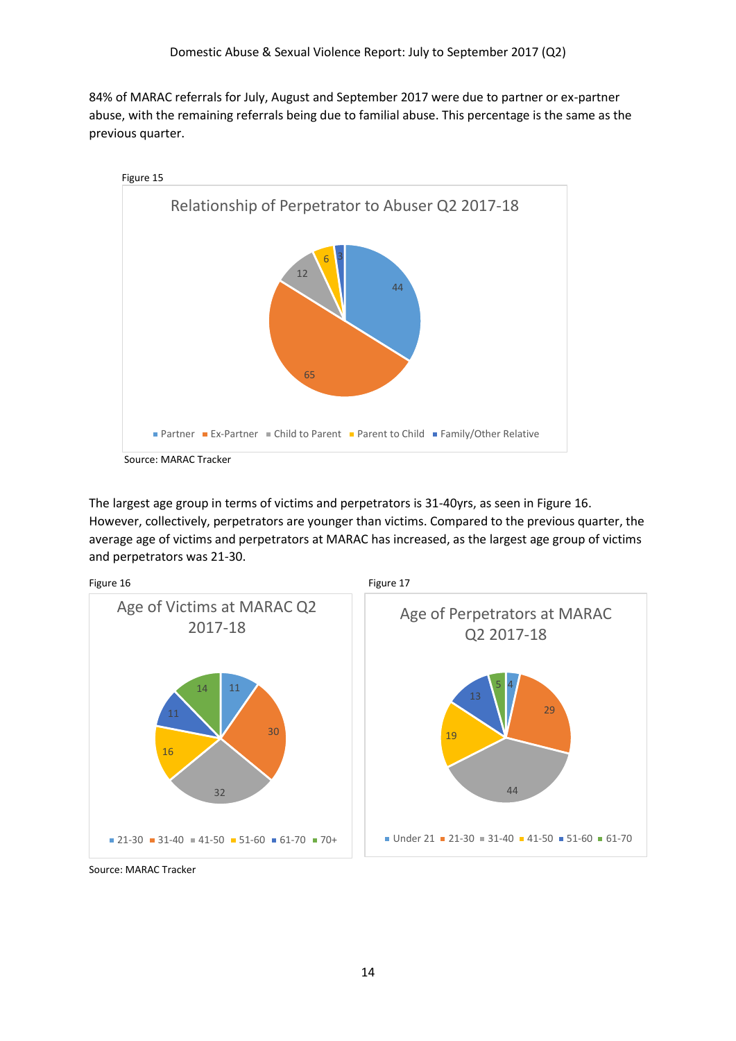84% of MARAC referrals for July, August and September 2017 were due to partner or ex-partner abuse, with the remaining referrals being due to familial abuse. This percentage is the same as the previous quarter.

Figure 15

Source: MARAC Tracker

The largest age group in terms of victims and perpetrators is 31-40yrs, as seen in Figure 16. However, collectively, perpetrators are younger than victims. Compared to the previous quarter, the average age of victims and perpetrators at MARAC has increased, as the largest age group of victims and perpetrators was 21-30.

Figure 16

Figure 17

Source: MARAC Tracker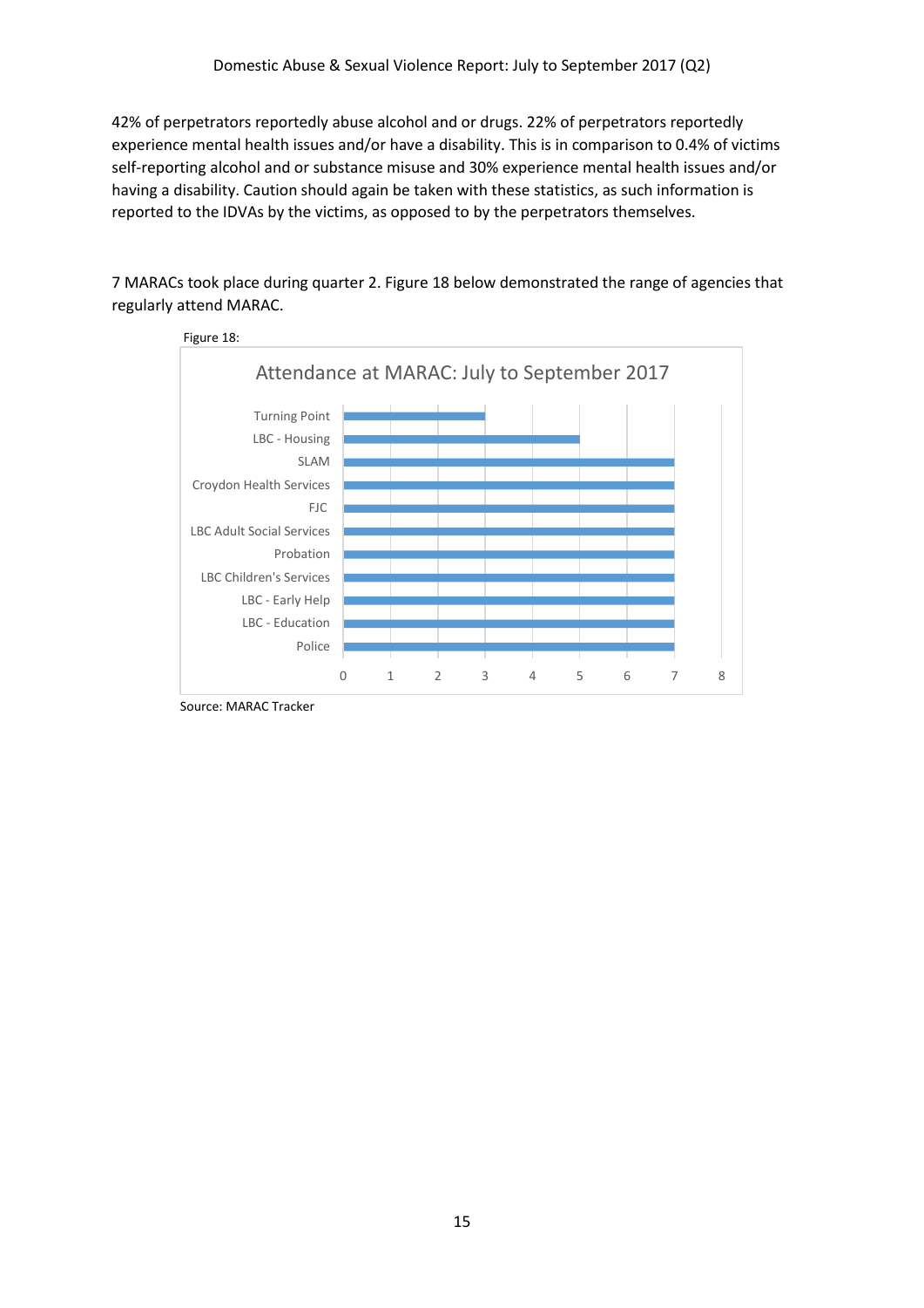42% of perpetrators reportedly abuse alcohol and or drugs. 22% of perpetrators reportedly experience mental health issues and/or have a disability. This is in comparison to 0.4% of victims self-reporting alcohol and or substance misuse and 30% experience mental health issues and/or having a disability. Caution should again be taken with these statistics, as such information is reported to the IDVAs by the victims, as opposed to by the perpetrators themselves.

7 MARACs took place during quarter 2. Figure 18 below demonstrated the range of agencies that regularly attend MARAC.

Figure 18:

**Attendance at MARAC: July to September 2017**

| Agency | Attendance |
|---|---|
| Turning Point | 3 |
| LBC - Housing | 5 |
| SLAM | 7 |
| Croydon Health Services | 7 |
| FJC | 7 |
| LBC Adult Social Services | 7 |
| Probation | 7 |
| LBC Children's Services | 7 |
| LBC - Early Help | 7 |
| LBC - Education | 7 |
| Police | 7 |

Source: MARAC Tracker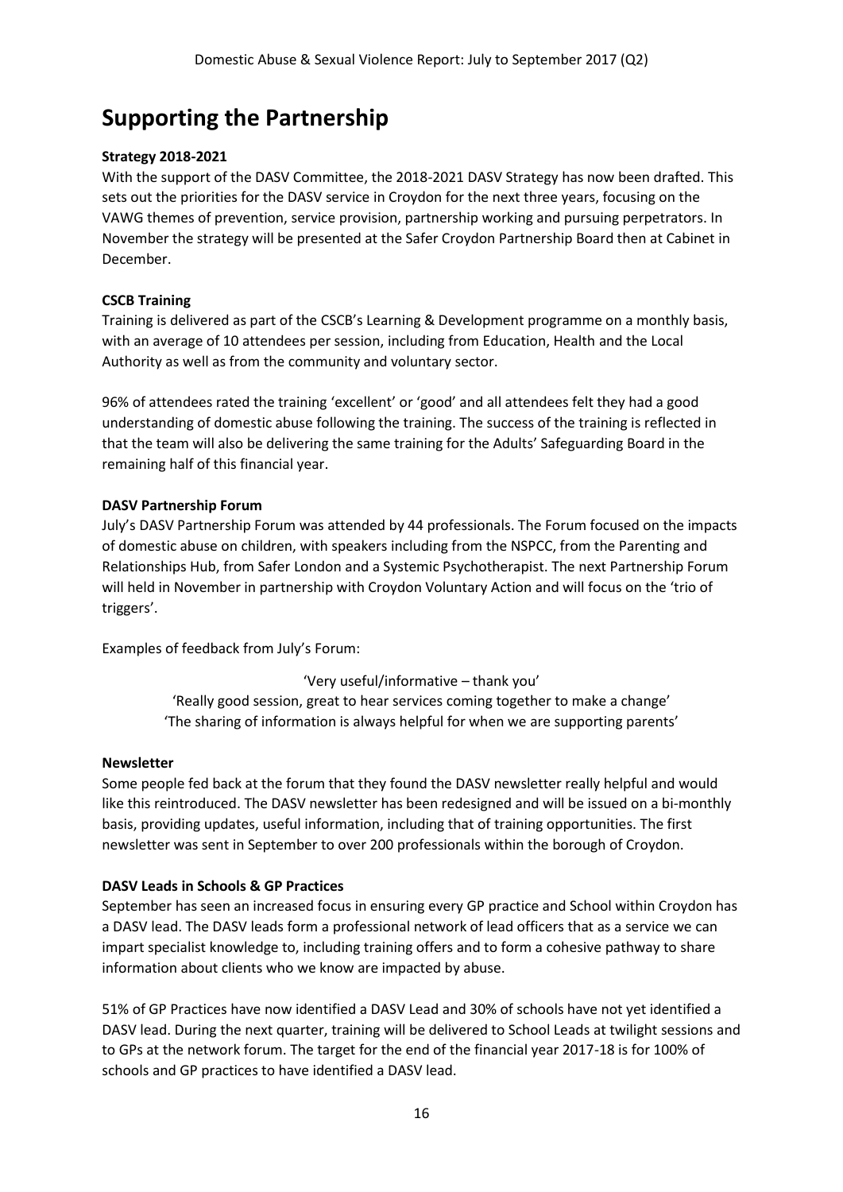# Supporting the Partnership

**Strategy 2018-2021**

With the support of the DASV Committee, the 2018-2021 DASV Strategy has now been drafted. This sets out the priorities for the DASV service in Croydon for the next three years, focusing on the VAWG themes of prevention, service provision, partnership working and pursuing perpetrators. In November the strategy will be presented at the Safer Croydon Partnership Board then at Cabinet in December.

**CSCB Training**

Training is delivered as part of the CSCB's Learning & Development programme on a monthly basis, with an average of 10 attendees per session, including from Education, Health and the Local Authority as well as from the community and voluntary sector.

96% of attendees rated the training 'excellent' or 'good' and all attendees felt they had a good understanding of domestic abuse following the training. The success of the training is reflected in that the team will also be delivering the same training for the Adults' Safeguarding Board in the remaining half of this financial year.

**DASV Partnership Forum**

July's DASV Partnership Forum was attended by 44 professionals. The Forum focused on the impacts of domestic abuse on children, with speakers including from the NSPCC, from the Parenting and Relationships Hub, from Safer London and a Systemic Psychotherapist. The next Partnership Forum will held in November in partnership with Croydon Voluntary Action and will focus on the 'trio of triggers'.

Examples of feedback from July's Forum:

'Very useful/informative – thank you'

'Really good session, great to hear services coming together to make a change'

'The sharing of information is always helpful for when we are supporting parents'

**Newsletter**

Some people fed back at the forum that they found the DASV newsletter really helpful and would like this reintroduced. The DASV newsletter has been redesigned and will be issued on a bi-monthly basis, providing updates, useful information, including that of training opportunities. The first newsletter was sent in September to over 200 professionals within the borough of Croydon.

**DASV Leads in Schools & GP Practices**

September has seen an increased focus in ensuring every GP practice and School within Croydon has a DASV lead. The DASV leads form a professional network of lead officers that as a service we can impart specialist knowledge to, including training offers and to form a cohesive pathway to share information about clients who we know are impacted by abuse.

51% of GP Practices have now identified a DASV Lead and 30% of schools have not yet identified a DASV lead. During the next quarter, training will be delivered to School Leads at twilight sessions and to GPs at the network forum. The target for the end of the financial year 2017-18 is for 100% of schools and GP practices to have identified a DASV lead.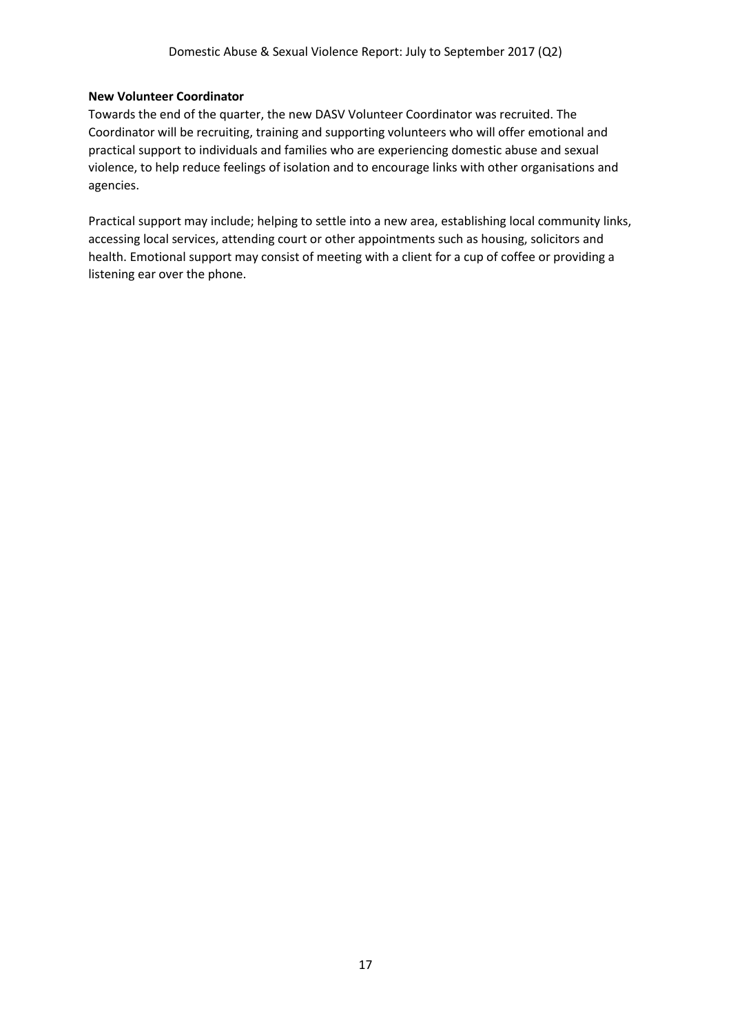**New Volunteer Coordinator**

Towards the end of the quarter, the new DASV Volunteer Coordinator was recruited. The Coordinator will be recruiting, training and supporting volunteers who will offer emotional and practical support to individuals and families who are experiencing domestic abuse and sexual violence, to help reduce feelings of isolation and to encourage links with other organisations and agencies.

Practical support may include; helping to settle into a new area, establishing local community links, accessing local services, attending court or other appointments such as housing, solicitors and health. Emotional support may consist of meeting with a client for a cup of coffee or providing a listening ear over the phone.